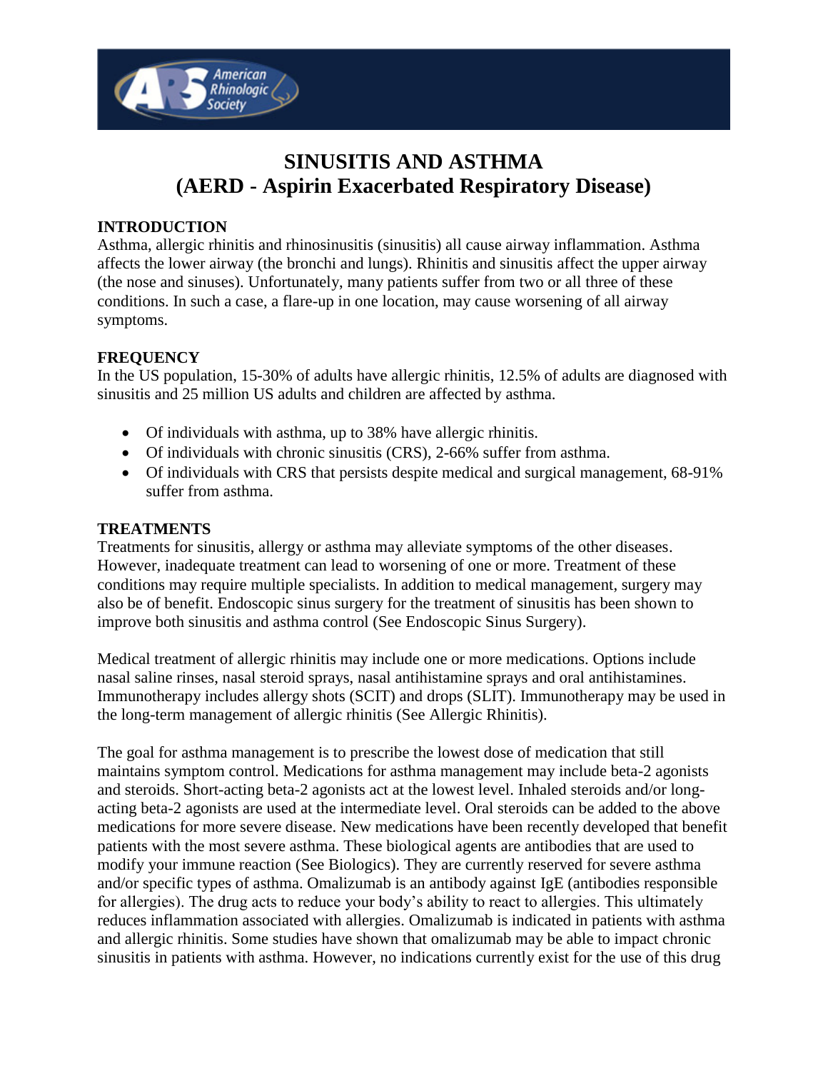# SINUSITIS AND ASTHMA
# (AERD - Aspirin Exacerbated Respiratory Disease)

## INTRODUCTION

Asthma, allergic rhinitis and rhinosinusitis (sinusitis) all cause airway inflammation. Asthma affects the lower airway (the bronchi and lungs). Rhinitis and sinusitis affect the upper airway (the nose and sinuses). Unfortunately, many patients suffer from two or all three of these conditions. In such a case, a flare-up in one location, may cause worsening of all airway symptoms.

## FREQUENCY

In the US population, 15-30% of adults have allergic rhinitis, 12.5% of adults are diagnosed with sinusitis and 25 million US adults and children are affected by asthma.

- Of individuals with asthma, up to 38% have allergic rhinitis.
- Of individuals with chronic sinusitis (CRS), 2-66% suffer from asthma.
- Of individuals with CRS that persists despite medical and surgical management, 68-91% suffer from asthma.

## TREATMENTS

Treatments for sinusitis, allergy or asthma may alleviate symptoms of the other diseases. However, inadequate treatment can lead to worsening of one or more. Treatment of these conditions may require multiple specialists. In addition to medical management, surgery may also be of benefit. Endoscopic sinus surgery for the treatment of sinusitis has been shown to improve both sinusitis and asthma control (See Endoscopic Sinus Surgery).

Medical treatment of allergic rhinitis may include one or more medications. Options include nasal saline rinses, nasal steroid sprays, nasal antihistamine sprays and oral antihistamines. Immunotherapy includes allergy shots (SCIT) and drops (SLIT). Immunotherapy may be used in the long-term management of allergic rhinitis (See Allergic Rhinitis).

The goal for asthma management is to prescribe the lowest dose of medication that still maintains symptom control. Medications for asthma management may include beta-2 agonists and steroids. Short-acting beta-2 agonists act at the lowest level. Inhaled steroids and/or long-acting beta-2 agonists are used at the intermediate level. Oral steroids can be added to the above medications for more severe disease. New medications have been recently developed that benefit patients with the most severe asthma. These biological agents are antibodies that are used to modify your immune reaction (See Biologics). They are currently reserved for severe asthma and/or specific types of asthma. Omalizumab is an antibody against IgE (antibodies responsible for allergies). The drug acts to reduce your body's ability to react to allergies. This ultimately reduces inflammation associated with allergies. Omalizumab is indicated in patients with asthma and allergic rhinitis. Some studies have shown that omalizumab may be able to impact chronic sinusitis in patients with asthma. However, no indications currently exist for the use of this drug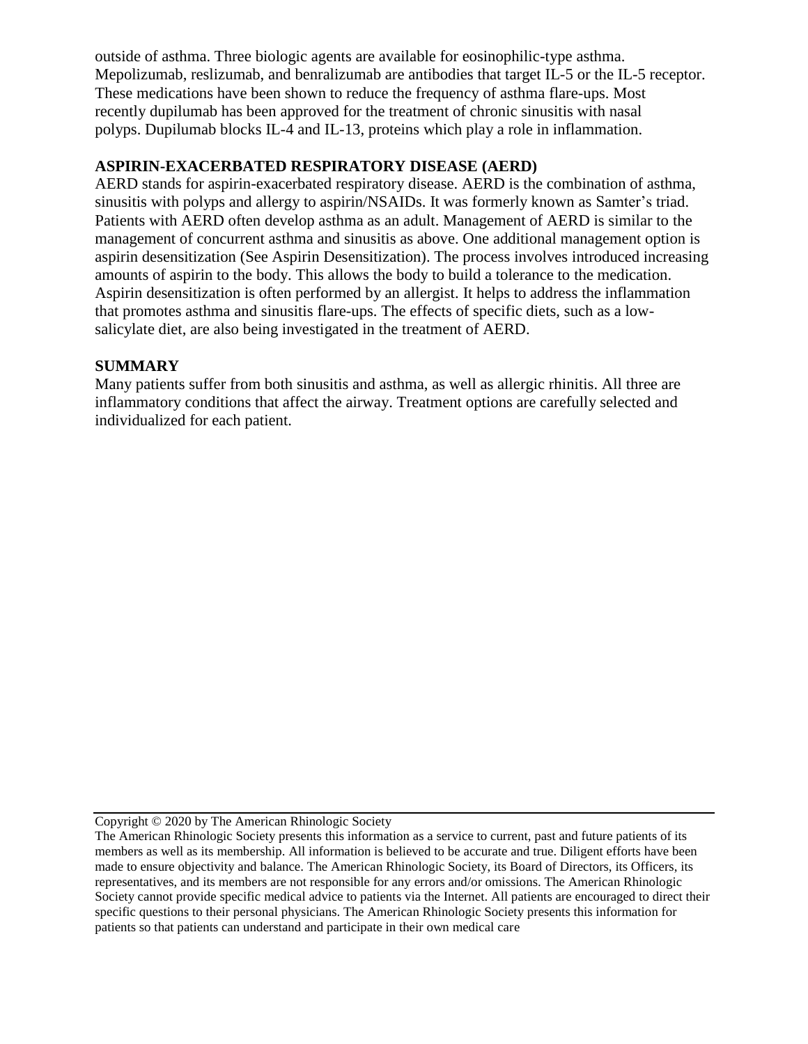outside of asthma. Three biologic agents are available for eosinophilic-type asthma. Mepolizumab, reslizumab, and benralizumab are antibodies that target IL-5 or the IL-5 receptor. These medications have been shown to reduce the frequency of asthma flare-ups. Most recently dupilumab has been approved for the treatment of chronic sinusitis with nasal polyps. Dupilumab blocks IL-4 and IL-13, proteins which play a role in inflammation.

## ASPIRIN-EXACERBATED RESPIRATORY DISEASE (AERD)

AERD stands for aspirin-exacerbated respiratory disease. AERD is the combination of asthma, sinusitis with polyps and allergy to aspirin/NSAIDs. It was formerly known as Samter's triad. Patients with AERD often develop asthma as an adult. Management of AERD is similar to the management of concurrent asthma and sinusitis as above. One additional management option is aspirin desensitization (See Aspirin Desensitization). The process involves introduced increasing amounts of aspirin to the body. This allows the body to build a tolerance to the medication. Aspirin desensitization is often performed by an allergist. It helps to address the inflammation that promotes asthma and sinusitis flare-ups. The effects of specific diets, such as a low-salicylate diet, are also being investigated in the treatment of AERD.

## SUMMARY

Many patients suffer from both sinusitis and asthma, as well as allergic rhinitis. All three are inflammatory conditions that affect the airway. Treatment options are carefully selected and individualized for each patient.

---

Copyright © 2020 by The American Rhinologic Society

The American Rhinologic Society presents this information as a service to current, past and future patients of its members as well as its membership. All information is believed to be accurate and true. Diligent efforts have been made to ensure objectivity and balance. The American Rhinologic Society, its Board of Directors, its Officers, its representatives, and its members are not responsible for any errors and/or omissions. The American Rhinologic Society cannot provide specific medical advice to patients via the Internet. All patients are encouraged to direct their specific questions to their personal physicians. The American Rhinologic Society presents this information for patients so that patients can understand and participate in their own medical care